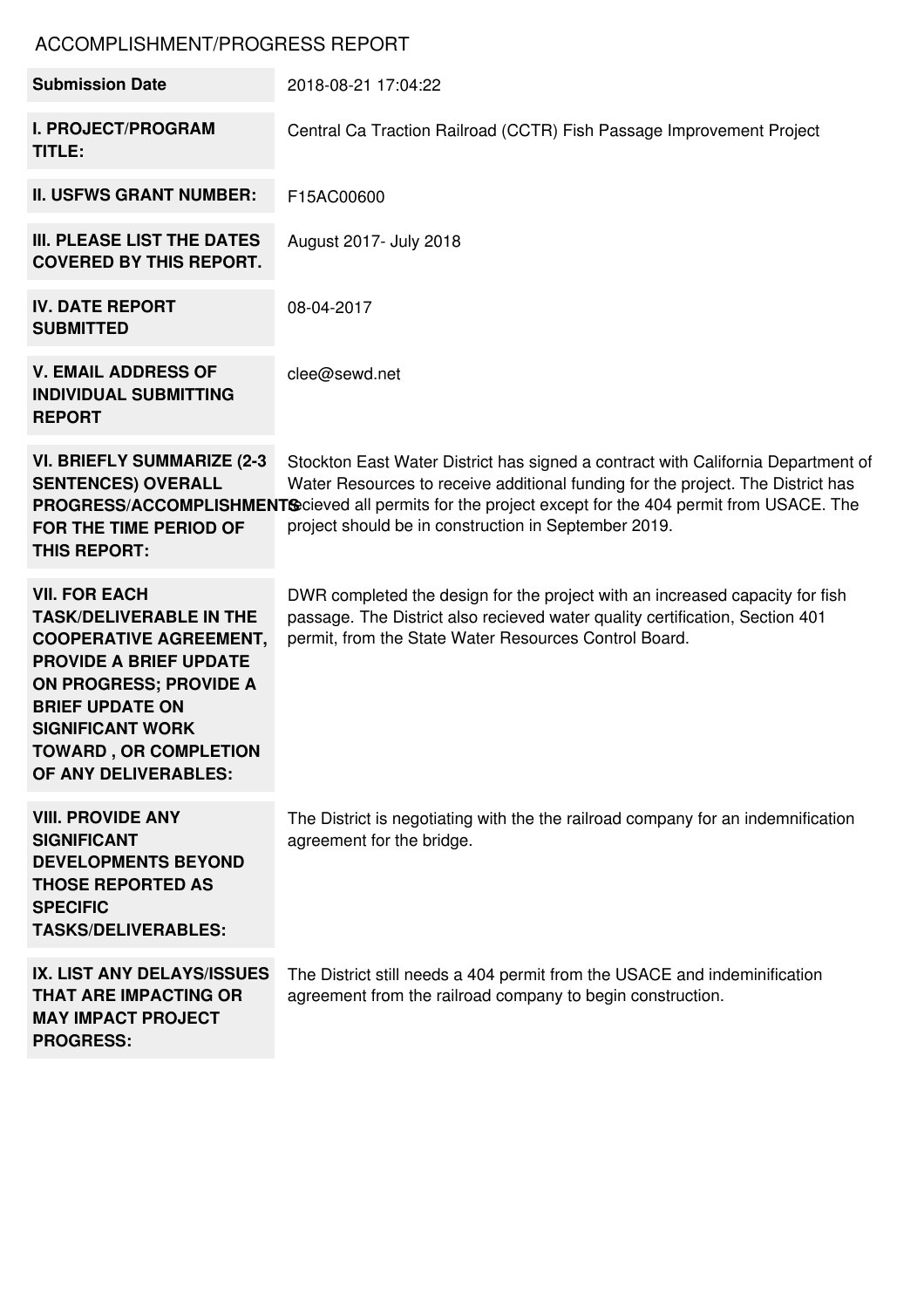# ACCOMPLISHMENT/PROGRESS REPORT

| | |
|---|---|
| **Submission Date** | 2018-08-21 17:04:22 |
| **I. PROJECT/PROGRAM TITLE:** | Central Ca Traction Railroad (CCTR) Fish Passage Improvement Project |
| **II. USFWS GRANT NUMBER:** | F15AC00600 |
| **III. PLEASE LIST THE DATES COVERED BY THIS REPORT.** | August 2017- July 2018 |
| **IV. DATE REPORT SUBMITTED** | 08-04-2017 |
| **V. EMAIL ADDRESS OF INDIVIDUAL SUBMITTING REPORT** | clee@sewd.net |
| **VI. BRIEFLY SUMMARIZE (2-3 SENTENCES) OVERALL PROGRESS/ACCOMPLISHMENTS FOR THE TIME PERIOD OF THIS REPORT:** | Stockton East Water District has signed a contract with California Department of Water Resources to receive additional funding for the project. The District has recieved all permits for the project except for the 404 permit from USACE. The project should be in construction in September 2019. |
| **VII. FOR EACH TASK/DELIVERABLE IN THE COOPERATIVE AGREEMENT, PROVIDE A BRIEF UPDATE ON PROGRESS; PROVIDE A BRIEF UPDATE ON SIGNIFICANT WORK TOWARD , OR COMPLETION OF ANY DELIVERABLES:** | DWR completed the design for the project with an increased capacity for fish passage. The District also recieved water quality certification, Section 401 permit, from the State Water Resources Control Board. |
| **VIII. PROVIDE ANY SIGNIFICANT DEVELOPMENTS BEYOND THOSE REPORTED AS SPECIFIC TASKS/DELIVERABLES:** | The District is negotiating with the the railroad company for an indemnification agreement for the bridge. |
| **IX. LIST ANY DELAYS/ISSUES THAT ARE IMPACTING OR MAY IMPACT PROJECT PROGRESS:** | The District still needs a 404 permit from the USACE and indeminification agreement from the railroad company to begin construction. |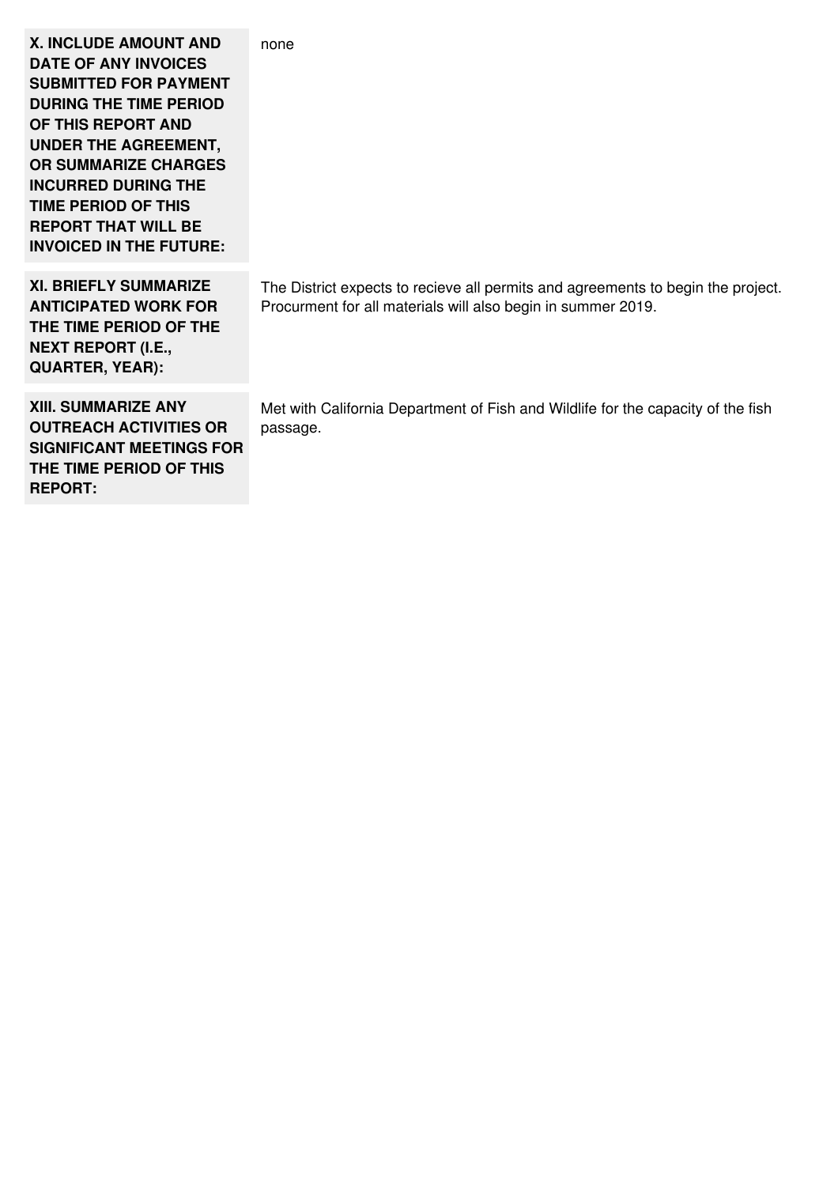| | |
|---|---|
| **X. INCLUDE AMOUNT AND DATE OF ANY INVOICES SUBMITTED FOR PAYMENT DURING THE TIME PERIOD OF THIS REPORT AND UNDER THE AGREEMENT, OR SUMMARIZE CHARGES INCURRED DURING THE TIME PERIOD OF THIS REPORT THAT WILL BE INVOICED IN THE FUTURE:** | none |
| **XI. BRIEFLY SUMMARIZE ANTICIPATED WORK FOR THE TIME PERIOD OF THE NEXT REPORT (I.E., QUARTER, YEAR):** | The District expects to recieve all permits and agreements to begin the project. Procurment for all materials will also begin in summer 2019. |
| **XIII. SUMMARIZE ANY OUTREACH ACTIVITIES OR SIGNIFICANT MEETINGS FOR THE TIME PERIOD OF THIS REPORT:** | Met with California Department of Fish and Wildlife for the capacity of the fish passage. |